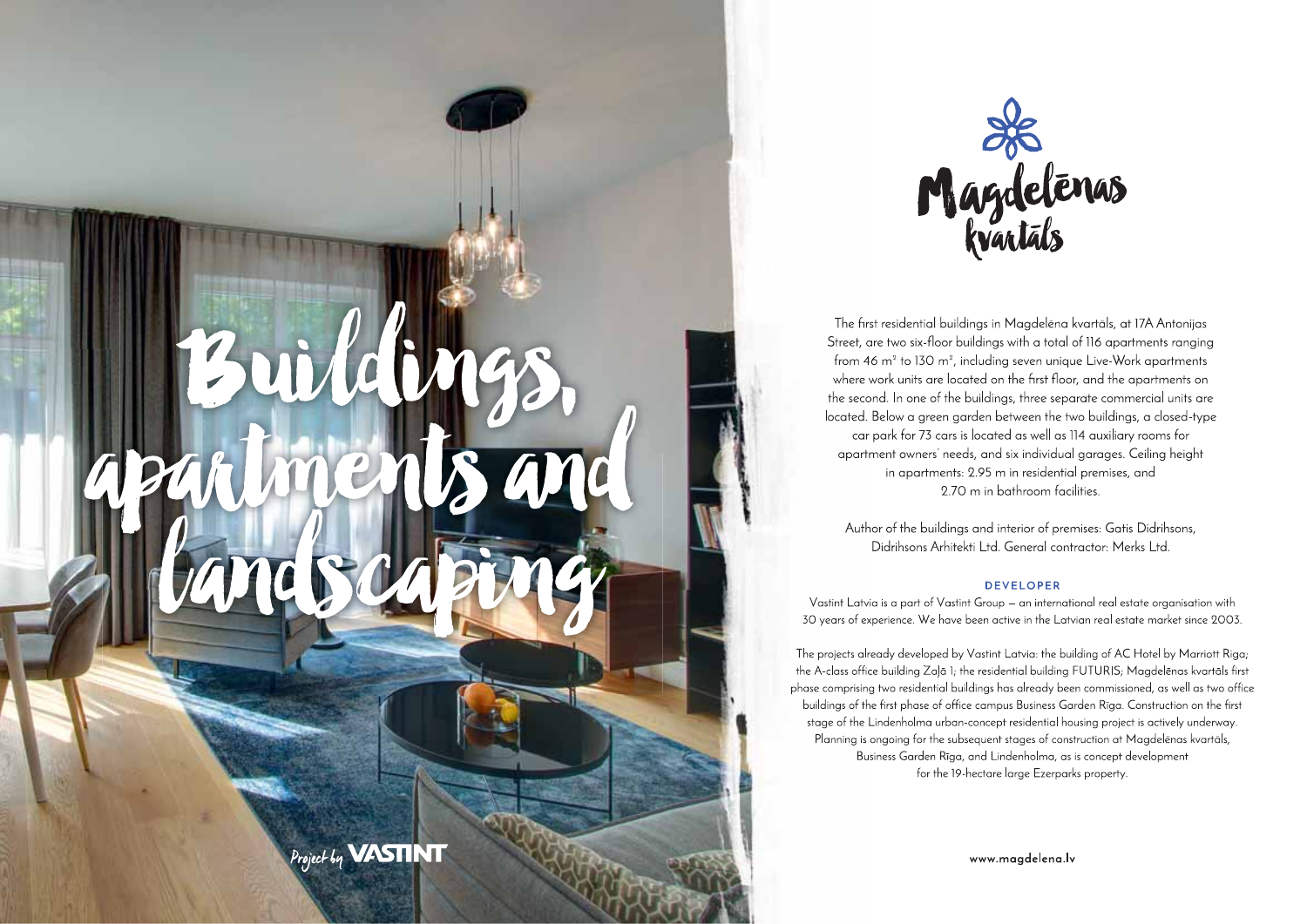# Buildings, apartments and landscaping

Project by VASTINT

## Magdelēnas kvartāls

The first residential buildings in Magdelēna kvartāls, at 17A Antonijas Street, are two six-floor buildings with a total of 116 apartments ranging from 46 m² to 130 m², including seven unique Live-Work apartments where work units are located on the first floor, and the apartments on the second. In one of the buildings, three separate commercial units are located. Below a green garden between the two buildings, a closed-type car park for 73 cars is located as well as 114 auxiliary rooms for apartment owners' needs, and six individual garages. Ceiling height in apartments: 2.95 m in residential premises, and 2.70 m in bathroom facilities.

Author of the buildings and interior of premises: Gatis Didrihsons, Didrihsons Arhitekti Ltd. General contractor: Merks Ltd.

### DEVELOPER

Vastint Latvia is a part of Vastint Group – an international real estate organisation with 30 years of experience. We have been active in the Latvian real estate market since 2003.

The projects already developed by Vastint Latvia: the building of AC Hotel by Marriott Riga; the A-class office building Zaļā 1; the residential building FUTURIS; Magdelēnas kvartāls first phase comprising two residential buildings has already been commissioned, as well as two office buildings of the first phase of office campus Business Garden Rīga. Construction on the first stage of the Lindenholma urban-concept residential housing project is actively underway. Planning is ongoing for the subsequent stages of construction at Magdelēnas kvartāls, Business Garden Rīga, and Lindenholma, as is concept development for the 19-hectare large Ezerparks property.

www.magdelena.lv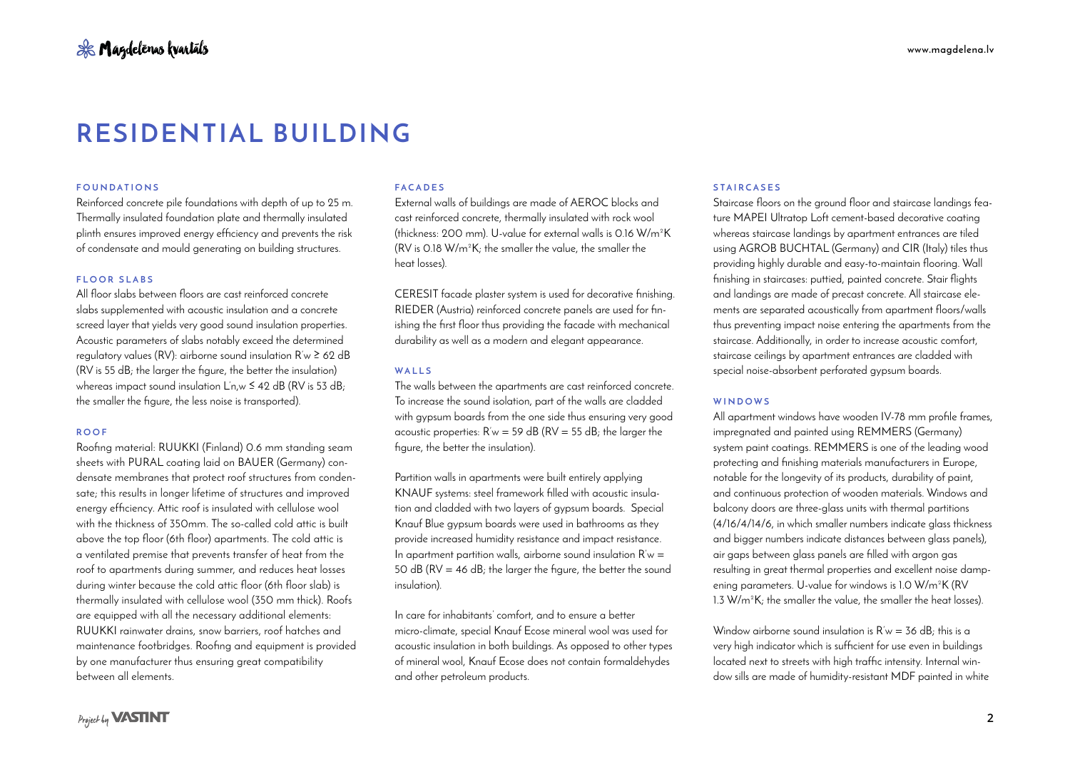# RESIDENTIAL BUILDING

### FOUNDATIONS

Reinforced concrete pile foundations with depth of up to 25 m. Thermally insulated foundation plate and thermally insulated plinth ensures improved energy efficiency and prevents the risk of condensate and mould generating on building structures.

### FLOOR SLABS

All floor slabs between floors are cast reinforced concrete slabs supplemented with acoustic insulation and a concrete screed layer that yields very good sound insulation properties. Acoustic parameters of slabs notably exceed the determined regulatory values (RV): airborne sound insulation $R'w \geq 62$ dB (RV is 55 dB; the larger the figure, the better the insulation) whereas impact sound insulation $L'n,w \leq 42$ dB (RV is 53 dB; the smaller the figure, the less noise is transported).

### ROOF

Roofing material: RUUKKI (Finland) 0.6 mm standing seam sheets with PURAL coating laid on BAUER (Germany) condensate membranes that protect roof structures from condensate; this results in longer lifetime of structures and improved energy efficiency. Attic roof is insulated with cellulose wool with the thickness of 350mm. The so-called cold attic is built above the top floor (6th floor) apartments. The cold attic is a ventilated premise that prevents transfer of heat from the roof to apartments during summer, and reduces heat losses during winter because the cold attic floor (6th floor slab) is thermally insulated with cellulose wool (350 mm thick). Roofs are equipped with all the necessary additional elements: RUUKKI rainwater drains, snow barriers, roof hatches and maintenance footbridges. Roofing and equipment is provided by one manufacturer thus ensuring great compatibility between all elements.

### FACADES

External walls of buildings are made of AEROC blocks and cast reinforced concrete, thermally insulated with rock wool (thickness: 200 mm). U-value for external walls is 0.16 $W/m^2K$ (RV is 0.18 $W/m^2K$; the smaller the value, the smaller the heat losses).

CERESIT facade plaster system is used for decorative finishing. RIEDER (Austria) reinforced concrete panels are used for finishing the first floor thus providing the facade with mechanical durability as well as a modern and elegant appearance.

### WALLS

The walls between the apartments are cast reinforced concrete. To increase the sound isolation, part of the walls are cladded with gypsum boards from the one side thus ensuring very good acoustic properties: $R'w = 59$ dB (RV = 55 dB; the larger the figure, the better the insulation).

Partition walls in apartments were built entirely applying KNAUF systems: steel framework filled with acoustic insulation and cladded with two layers of gypsum boards. Special Knauf Blue gypsum boards were used in bathrooms as they provide increased humidity resistance and impact resistance. In apartment partition walls, airborne sound insulation $R'w = 50$ dB (RV = 46 dB; the larger the figure, the better the sound insulation).

In care for inhabitants' comfort, and to ensure a better micro-climate, special Knauf Ecose mineral wool was used for acoustic insulation in both buildings. As opposed to other types of mineral wool, Knauf Ecose does not contain formaldehydes and other petroleum products.

### STAIRCASES

Staircase floors on the ground floor and staircase landings feature MAPEI Ultratop Loft cement-based decorative coating whereas staircase landings by apartment entrances are tiled using AGROB BUCHTAL (Germany) and CIR (Italy) tiles thus providing highly durable and easy-to-maintain flooring. Wall finishing in staircases: puttied, painted concrete. Stair flights and landings are made of precast concrete. All staircase elements are separated acoustically from apartment floors/walls thus preventing impact noise entering the apartments from the staircase. Additionally, in order to increase acoustic comfort, staircase ceilings by apartment entrances are cladded with special noise-absorbent perforated gypsum boards.

### WINDOWS

All apartment windows have wooden IV-78 mm profile frames, impregnated and painted using REMMERS (Germany) system paint coatings. REMMERS is one of the leading wood protecting and finishing materials manufacturers in Europe, notable for the longevity of its products, durability of paint, and continuous protection of wooden materials. Windows and balcony doors are three-glass units with thermal partitions (4/16/4/14/6, in which smaller numbers indicate glass thickness and bigger numbers indicate distances between glass panels), air gaps between glass panels are filled with argon gas resulting in great thermal properties and excellent noise dampening parameters. U-value for windows is 1.0 $W/m^2K$ (RV 1.3 $W/m^2K$; the smaller the value, the smaller the heat losses).

Window airborne sound insulation is $R'w = 36$ dB; this is a very high indicator which is sufficient for use even in buildings located next to streets with high traffic intensity. Internal window sills are made of humidity-resistant MDF painted in white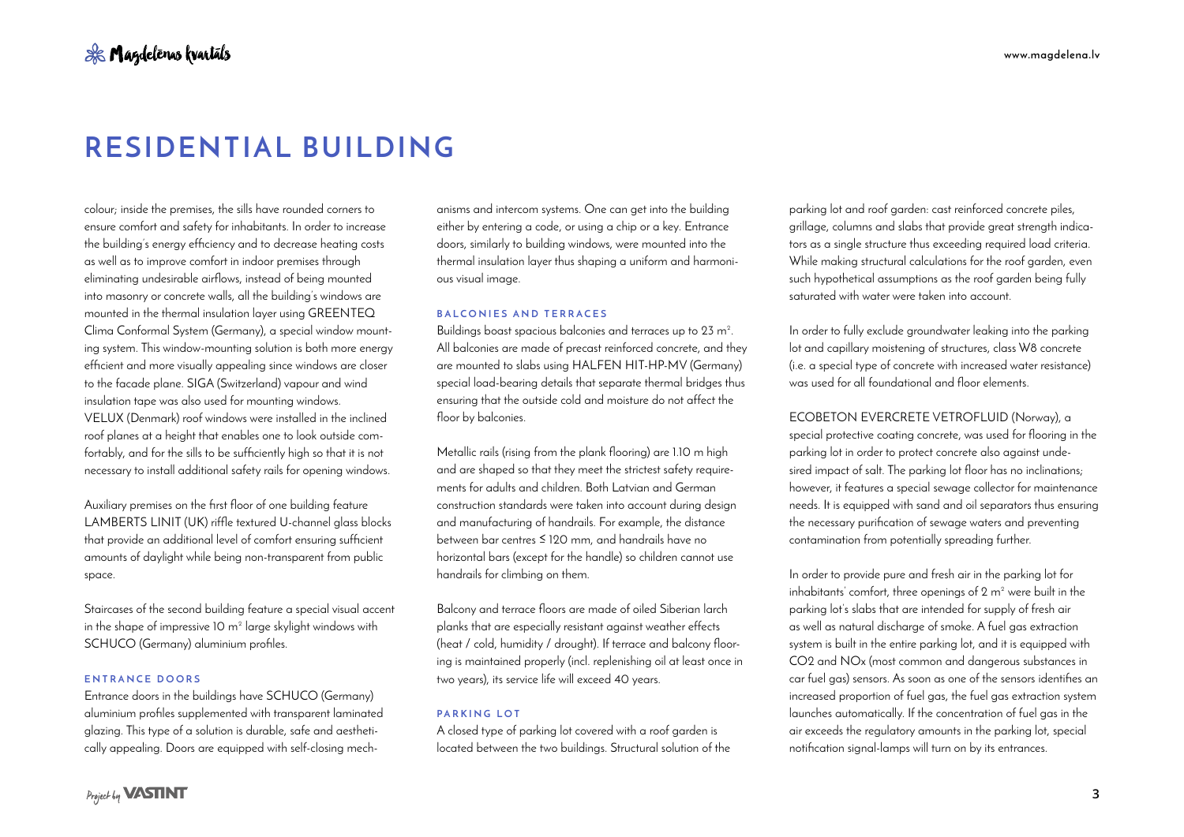# RESIDENTIAL BUILDING

colour; inside the premises, the sills have rounded corners to ensure comfort and safety for inhabitants. In order to increase the building's energy efficiency and to decrease heating costs as well as to improve comfort in indoor premises through eliminating undesirable airflows, instead of being mounted into masonry or concrete walls, all the building's windows are mounted in the thermal insulation layer using GREENTEQ Clima Conformal System (Germany), a special window mounting system. This window-mounting solution is both more energy efficient and more visually appealing since windows are closer to the facade plane. SIGA (Switzerland) vapour and wind insulation tape was also used for mounting windows. VELUX (Denmark) roof windows were installed in the inclined roof planes at a height that enables one to look outside comfortably, and for the sills to be sufficiently high so that it is not necessary to install additional safety rails for opening windows.

Auxiliary premises on the first floor of one building feature LAMBERTS LINIT (UK) riffle textured U-channel glass blocks that provide an additional level of comfort ensuring sufficient amounts of daylight while being non-transparent from public space.

Staircases of the second building feature a special visual accent in the shape of impressive 10 m² large skylight windows with SCHUCO (Germany) aluminium profiles.

#### ENTRANCE DOORS

Entrance doors in the buildings have SCHUCO (Germany) aluminium profiles supplemented with transparent laminated glazing. This type of a solution is durable, safe and aesthetically appealing. Doors are equipped with self-closing mechanisms and intercom systems. One can get into the building either by entering a code, or using a chip or a key. Entrance doors, similarly to building windows, were mounted into the thermal insulation layer thus shaping a uniform and harmonious visual image.

#### BALCONIES AND TERRACES

Buildings boast spacious balconies and terraces up to 23 m². All balconies are made of precast reinforced concrete, and they are mounted to slabs using HALFEN HIT-HP-MV (Germany) special load-bearing details that separate thermal bridges thus ensuring that the outside cold and moisture do not affect the floor by balconies.

Metallic rails (rising from the plank flooring) are 1.10 m high and are shaped so that they meet the strictest safety requirements for adults and children. Both Latvian and German construction standards were taken into account during design and manufacturing of handrails. For example, the distance between bar centres ≤ 120 mm, and handrails have no horizontal bars (except for the handle) so children cannot use handrails for climbing on them.

Balcony and terrace floors are made of oiled Siberian larch planks that are especially resistant against weather effects (heat / cold, humidity / drought). If terrace and balcony flooring is maintained properly (incl. replenishing oil at least once in two years), its service life will exceed 40 years.

#### PARKING LOT

A closed type of parking lot covered with a roof garden is located between the two buildings. Structural solution of the parking lot and roof garden: cast reinforced concrete piles, grillage, columns and slabs that provide great strength indicators as a single structure thus exceeding required load criteria. While making structural calculations for the roof garden, even such hypothetical assumptions as the roof garden being fully saturated with water were taken into account.

In order to fully exclude groundwater leaking into the parking lot and capillary moistening of structures, class W8 concrete (i.e. a special type of concrete with increased water resistance) was used for all foundational and floor elements.

ECOBETON EVERCRETE VETROFLUID (Norway), a special protective coating concrete, was used for flooring in the parking lot in order to protect concrete also against undesired impact of salt. The parking lot floor has no inclinations; however, it features a special sewage collector for maintenance needs. It is equipped with sand and oil separators thus ensuring the necessary purification of sewage waters and preventing contamination from potentially spreading further.

In order to provide pure and fresh air in the parking lot for inhabitants' comfort, three openings of 2 m² were built in the parking lot's slabs that are intended for supply of fresh air as well as natural discharge of smoke. A fuel gas extraction system is built in the entire parking lot, and it is equipped with $CO_2$ and $NO_x$ (most common and dangerous substances in car fuel gas) sensors. As soon as one of the sensors identifies an increased proportion of fuel gas, the fuel gas extraction system launches automatically. If the concentration of fuel gas in the air exceeds the regulatory amounts in the parking lot, special notification signal-lamps will turn on by its entrances.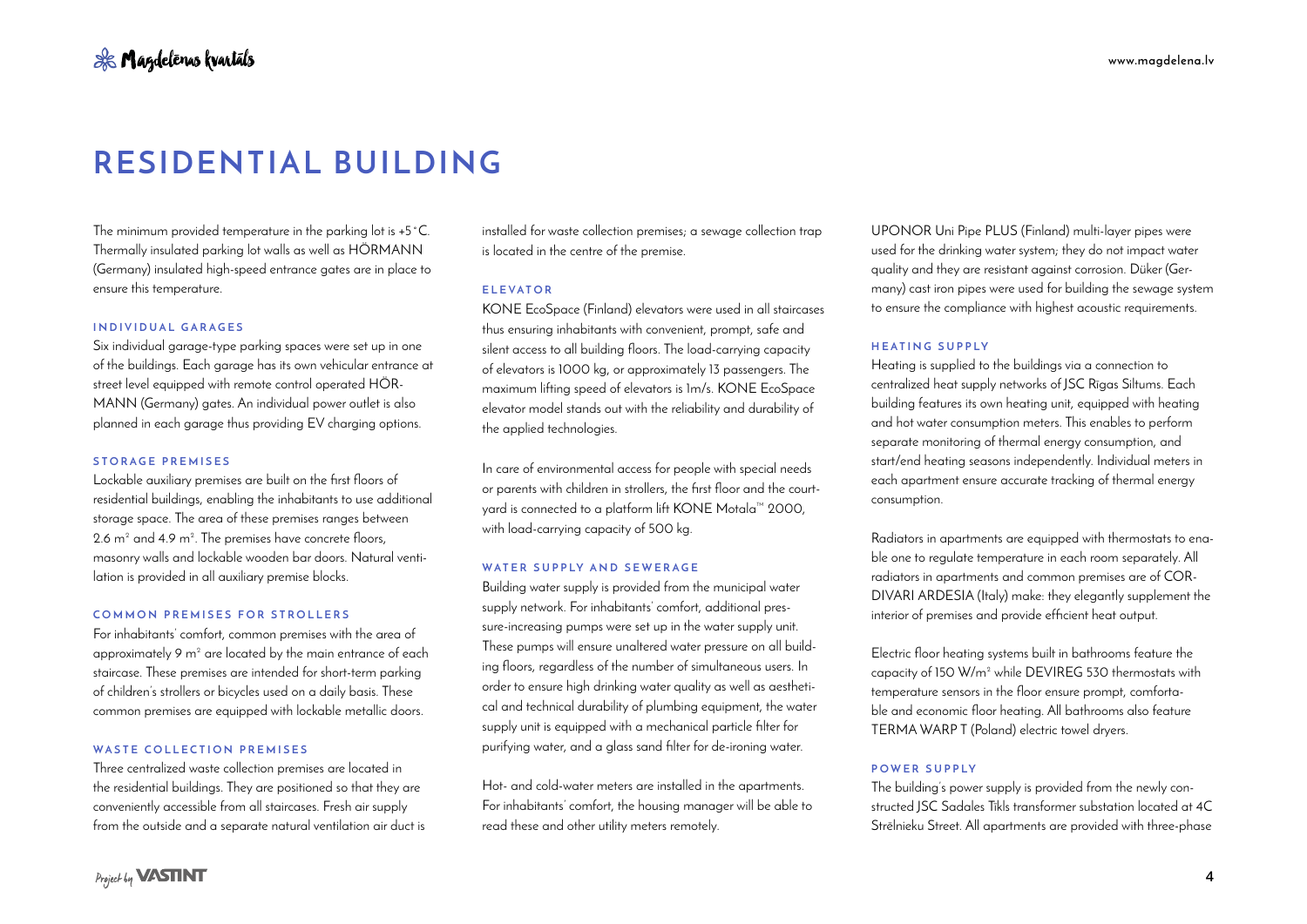# RESIDENTIAL BUILDING

The minimum provided temperature in the parking lot is +5 °C. Thermally insulated parking lot walls as well as HÖRMANN (Germany) insulated high-speed entrance gates are in place to ensure this temperature.

### INDIVIDUAL GARAGES

Six individual garage-type parking spaces were set up in one of the buildings. Each garage has its own vehicular entrance at street level equipped with remote control operated HÖRMANN (Germany) gates. An individual power outlet is also planned in each garage thus providing EV charging options.

### STORAGE PREMISES

Lockable auxiliary premises are built on the first floors of residential buildings, enabling the inhabitants to use additional storage space. The area of these premises ranges between 2.6 m² and 4.9 m². The premises have concrete floors, masonry walls and lockable wooden bar doors. Natural ventilation is provided in all auxiliary premise blocks.

### COMMON PREMISES FOR STROLLERS

For inhabitants' comfort, common premises with the area of approximately 9 m² are located by the main entrance of each staircase. These premises are intended for short-term parking of children's strollers or bicycles used on a daily basis. These common premises are equipped with lockable metallic doors.

### WASTE COLLECTION PREMISES

Three centralized waste collection premises are located in the residential buildings. They are positioned so that they are conveniently accessible from all staircases. Fresh air supply from the outside and a separate natural ventilation air duct is installed for waste collection premises; a sewage collection trap is located in the centre of the premise.

### ELEVATOR

KONE EcoSpace (Finland) elevators were used in all staircases thus ensuring inhabitants with convenient, prompt, safe and silent access to all building floors. The load-carrying capacity of elevators is 1000 kg, or approximately 13 passengers. The maximum lifting speed of elevators is 1m/s. KONE EcoSpace elevator model stands out with the reliability and durability of the applied technologies.

In care of environmental access for people with special needs or parents with children in strollers, the first floor and the courtyard is connected to a platform lift KONE Motala™ 2000, with load-carrying capacity of 500 kg.

### WATER SUPPLY AND SEWERAGE

Building water supply is provided from the municipal water supply network. For inhabitants' comfort, additional pressure-increasing pumps were set up in the water supply unit. These pumps will ensure unaltered water pressure on all building floors, regardless of the number of simultaneous users. In order to ensure high drinking water quality as well as aesthetical and technical durability of plumbing equipment, the water supply unit is equipped with a mechanical particle filter for purifying water, and a glass sand filter for de-ironing water.

Hot- and cold-water meters are installed in the apartments. For inhabitants' comfort, the housing manager will be able to read these and other utility meters remotely.

UPONOR Uni Pipe PLUS (Finland) multi-layer pipes were used for the drinking water system; they do not impact water quality and they are resistant against corrosion. Düker (Germany) cast iron pipes were used for building the sewage system to ensure the compliance with highest acoustic requirements.

### HEATING SUPPLY

Heating is supplied to the buildings via a connection to centralized heat supply networks of JSC Rīgas Siltums. Each building features its own heating unit, equipped with heating and hot water consumption meters. This enables to perform separate monitoring of thermal energy consumption, and start/end heating seasons independently. Individual meters in each apartment ensure accurate tracking of thermal energy consumption.

Radiators in apartments are equipped with thermostats to enable one to regulate temperature in each room separately. All radiators in apartments and common premises are of CORDIVARI ARDESIA (Italy) make: they elegantly supplement the interior of premises and provide efficient heat output.

Electric floor heating systems built in bathrooms feature the capacity of 150 W/m² while DEVIREG 530 thermostats with temperature sensors in the floor ensure prompt, comfortable and economic floor heating. All bathrooms also feature TERMA WARP T (Poland) electric towel dryers.

### POWER SUPPLY

The building's power supply is provided from the newly constructed JSC Sadales Tīkls transformer substation located at 4C Strēlnieku Street. All apartments are provided with three-phase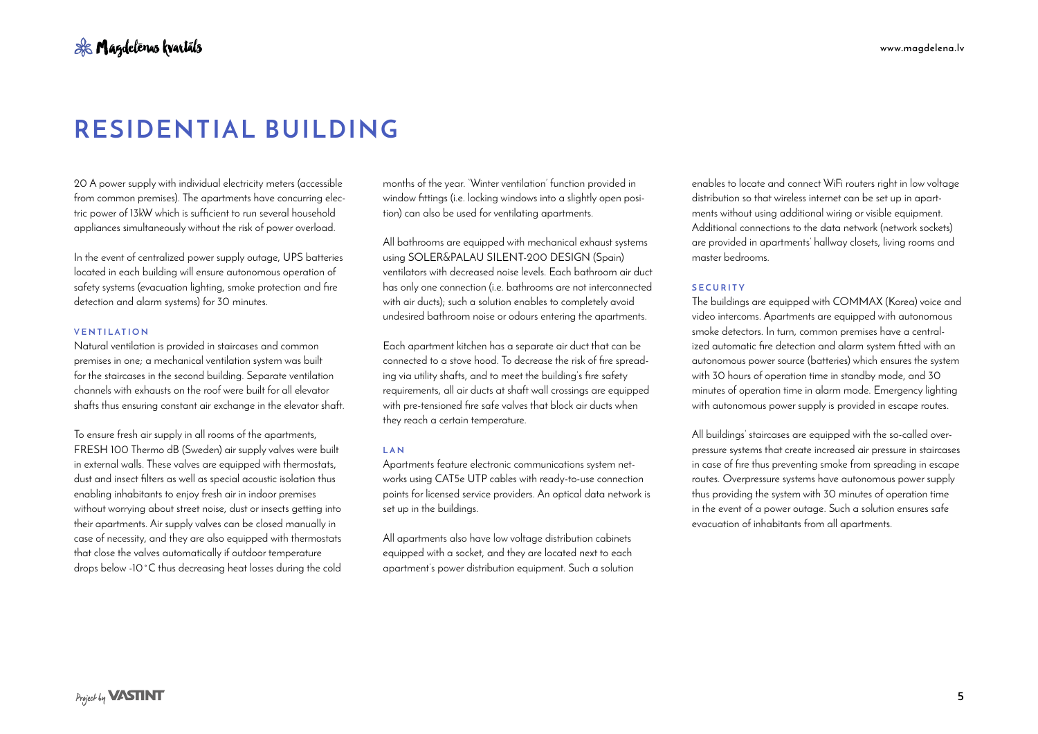# RESIDENTIAL BUILDING

20 A power supply with individual electricity meters (accessible from common premises). The apartments have concurring electric power of 13kW which is sufficient to run several household appliances simultaneously without the risk of power overload.

In the event of centralized power supply outage, UPS batteries located in each building will ensure autonomous operation of safety systems (evacuation lighting, smoke protection and fire detection and alarm systems) for 30 minutes.

#### VENTILATION

Natural ventilation is provided in staircases and common premises in one; a mechanical ventilation system was built for the staircases in the second building. Separate ventilation channels with exhausts on the roof were built for all elevator shafts thus ensuring constant air exchange in the elevator shaft.

To ensure fresh air supply in all rooms of the apartments, FRESH 100 Thermo dB (Sweden) air supply valves were built in external walls. These valves are equipped with thermostats, dust and insect filters as well as special acoustic isolation thus enabling inhabitants to enjoy fresh air in indoor premises without worrying about street noise, dust or insects getting into their apartments. Air supply valves can be closed manually in case of necessity, and they are also equipped with thermostats that close the valves automatically if outdoor temperature drops below -10 °C thus decreasing heat losses during the cold months of the year. 'Winter ventilation' function provided in window fittings (i.e. locking windows into a slightly open position) can also be used for ventilating apartments.

All bathrooms are equipped with mechanical exhaust systems using SOLER&PALAU SILENT-200 DESIGN (Spain) ventilators with decreased noise levels. Each bathroom air duct has only one connection (i.e. bathrooms are not interconnected with air ducts); such a solution enables to completely avoid undesired bathroom noise or odours entering the apartments.

Each apartment kitchen has a separate air duct that can be connected to a stove hood. To decrease the risk of fire spreading via utility shafts, and to meet the building's fire safety requirements, all air ducts at shaft wall crossings are equipped with pre-tensioned fire safe valves that block air ducts when they reach a certain temperature.

#### LAN

Apartments feature electronic communications system networks using CAT5e UTP cables with ready-to-use connection points for licensed service providers. An optical data network is set up in the buildings.

All apartments also have low voltage distribution cabinets equipped with a socket, and they are located next to each apartment's power distribution equipment. Such a solution enables to locate and connect WiFi routers right in low voltage distribution so that wireless internet can be set up in apartments without using additional wiring or visible equipment. Additional connections to the data network (network sockets) are provided in apartments' hallway closets, living rooms and master bedrooms.

#### SECURITY

The buildings are equipped with COMMAX (Korea) voice and video intercoms. Apartments are equipped with autonomous smoke detectors. In turn, common premises have a centralized automatic fire detection and alarm system fitted with an autonomous power source (batteries) which ensures the system with 30 hours of operation time in standby mode, and 30 minutes of operation time in alarm mode. Emergency lighting with autonomous power supply is provided in escape routes.

All buildings' staircases are equipped with the so-called overpressure systems that create increased air pressure in staircases in case of fire thus preventing smoke from spreading in escape routes. Overpressure systems have autonomous power supply thus providing the system with 30 minutes of operation time in the event of a power outage. Such a solution ensures safe evacuation of inhabitants from all apartments.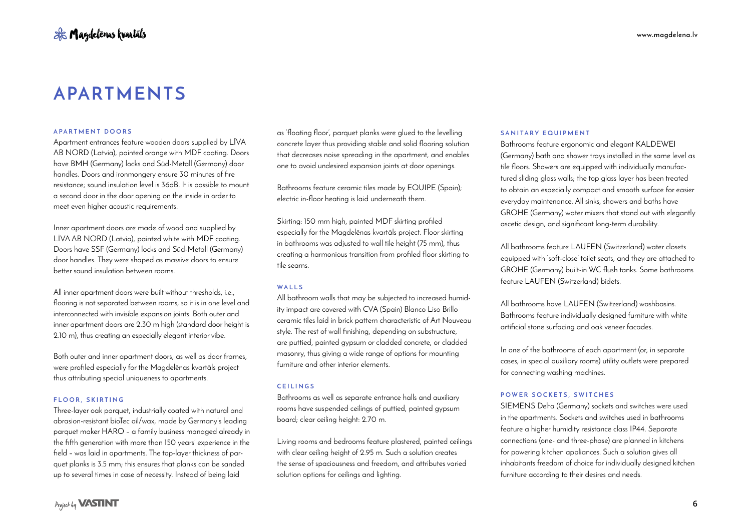# APARTMENTS

### APARTMENT DOORS

Apartment entrances feature wooden doors supplied by LĪVA AB NORD (Latvia), painted orange with MDF coating. Doors have BMH (Germany) locks and Süd-Metall (Germany) door handles. Doors and ironmongery ensure 30 minutes of fire resistance; sound insulation level is 36dB. It is possible to mount a second door in the door opening on the inside in order to meet even higher acoustic requirements.

Inner apartment doors are made of wood and supplied by LĪVA AB NORD (Latvia), painted white with MDF coating. Doors have SSF (Germany) locks and Süd-Metall (Germany) door handles. They were shaped as massive doors to ensure better sound insulation between rooms.

All inner apartment doors were built without thresholds, i.e., flooring is not separated between rooms, so it is in one level and interconnected with invisible expansion joints. Both outer and inner apartment doors are 2.30 m high (standard door height is 2.10 m), thus creating an especially elegant interior vibe.

Both outer and inner apartment doors, as well as door frames, were profiled especially for the Magdelēnas kvartāls project thus attributing special uniqueness to apartments.

### FLOOR, SKIRTING

Three-layer oak parquet, industrially coated with natural and abrasion-resistant bioTec oil/wax, made by Germany's leading parquet maker HARO – a family business managed already in the fifth generation with more than 150 years' experience in the field – was laid in apartments. The top-layer thickness of parquet planks is 3.5 mm; this ensures that planks can be sanded up to several times in case of necessity. Instead of being laid as 'floating floor', parquet planks were glued to the levelling concrete layer thus providing stable and solid flooring solution that decreases noise spreading in the apartment, and enables one to avoid undesired expansion joints at door openings.

Bathrooms feature ceramic tiles made by EQUIPE (Spain); electric in-floor heating is laid underneath them.

Skirting: 150 mm high, painted MDF skirting profiled especially for the Magdelēnas kvartāls project. Floor skirting in bathrooms was adjusted to wall tile height (75 mm), thus creating a harmonious transition from profiled floor skirting to tile seams.

### WALLS

All bathroom walls that may be subjected to increased humidity impact are covered with CVA (Spain) Blanco Liso Brillo ceramic tiles laid in brick pattern characteristic of Art Nouveau style. The rest of wall finishing, depending on substructure, are puttied, painted gypsum or cladded concrete, or cladded masonry, thus giving a wide range of options for mounting furniture and other interior elements.

### CEILINGS

Bathrooms as well as separate entrance halls and auxiliary rooms have suspended ceilings of puttied, painted gypsum board; clear ceiling height: 2.70 m.

Living rooms and bedrooms feature plastered, painted ceilings with clear ceiling height of 2.95 m. Such a solution creates the sense of spaciousness and freedom, and attributes varied solution options for ceilings and lighting.

### SANITARY EQUIPMENT

Bathrooms feature ergonomic and elegant KALDEWEI (Germany) bath and shower trays installed in the same level as tile floors. Showers are equipped with individually manufactured sliding glass walls; the top glass layer has been treated to obtain an especially compact and smooth surface for easier everyday maintenance. All sinks, showers and baths have GROHE (Germany) water mixers that stand out with elegantly ascetic design, and significant long-term durability.

All bathrooms feature LAUFEN (Switzerland) water closets equipped with 'soft-close' toilet seats, and they are attached to GROHE (Germany) built-in WC flush tanks. Some bathrooms feature LAUFEN (Switzerland) bidets.

All bathrooms have LAUFEN (Switzerland) washbasins. Bathrooms feature individually designed furniture with white artificial stone surfacing and oak veneer facades.

In one of the bathrooms of each apartment (or, in separate cases, in special auxiliary rooms) utility outlets were prepared for connecting washing machines.

### POWER SOCKETS, SWITCHES

SIEMENS Delta (Germany) sockets and switches were used in the apartments. Sockets and switches used in bathrooms feature a higher humidity resistance class IP44. Separate connections (one- and three-phase) are planned in kitchens for powering kitchen appliances. Such a solution gives all inhabitants freedom of choice for individually designed kitchen furniture according to their desires and needs.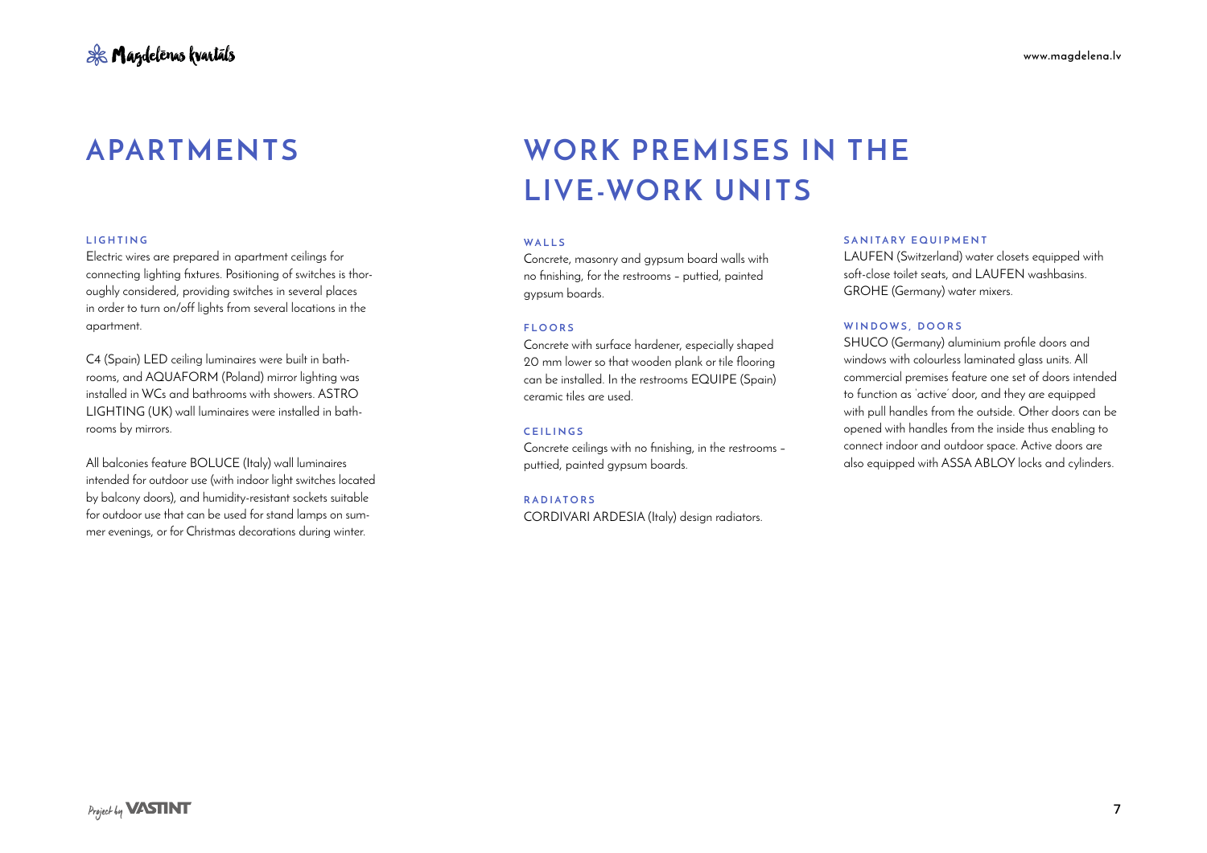# APARTMENTS

### LIGHTING

Electric wires are prepared in apartment ceilings for connecting lighting fixtures. Positioning of switches is thoroughly considered, providing switches in several places in order to turn on/off lights from several locations in the apartment.

C4 (Spain) LED ceiling luminaires were built in bathrooms, and AQUAFORM (Poland) mirror lighting was installed in WCs and bathrooms with showers. ASTRO LIGHTING (UK) wall luminaires were installed in bathrooms by mirrors.

All balconies feature BOLUCE (Italy) wall luminaires intended for outdoor use (with indoor light switches located by balcony doors), and humidity-resistant sockets suitable for outdoor use that can be used for stand lamps on summer evenings, or for Christmas decorations during winter.

# WORK PREMISES IN THE LIVE-WORK UNITS

### WALLS

Concrete, masonry and gypsum board walls with no finishing, for the restrooms – puttied, painted gypsum boards.

### FLOORS

Concrete with surface hardener, especially shaped 20 mm lower so that wooden plank or tile flooring can be installed. In the restrooms EQUIPE (Spain) ceramic tiles are used.

### CEILINGS

Concrete ceilings with no finishing, in the restrooms – puttied, painted gypsum boards.

### RADIATORS

CORDIVARI ARDESIA (Italy) design radiators.

### SANITARY EQUIPMENT

LAUFEN (Switzerland) water closets equipped with soft-close toilet seats, and LAUFEN washbasins. GROHE (Germany) water mixers.

### WINDOWS, DOORS

SHUCO (Germany) aluminium profile doors and windows with colourless laminated glass units. All commercial premises feature one set of doors intended to function as 'active' door, and they are equipped with pull handles from the outside. Other doors can be opened with handles from the inside thus enabling to connect indoor and outdoor space. Active doors are also equipped with ASSA ABLOY locks and cylinders.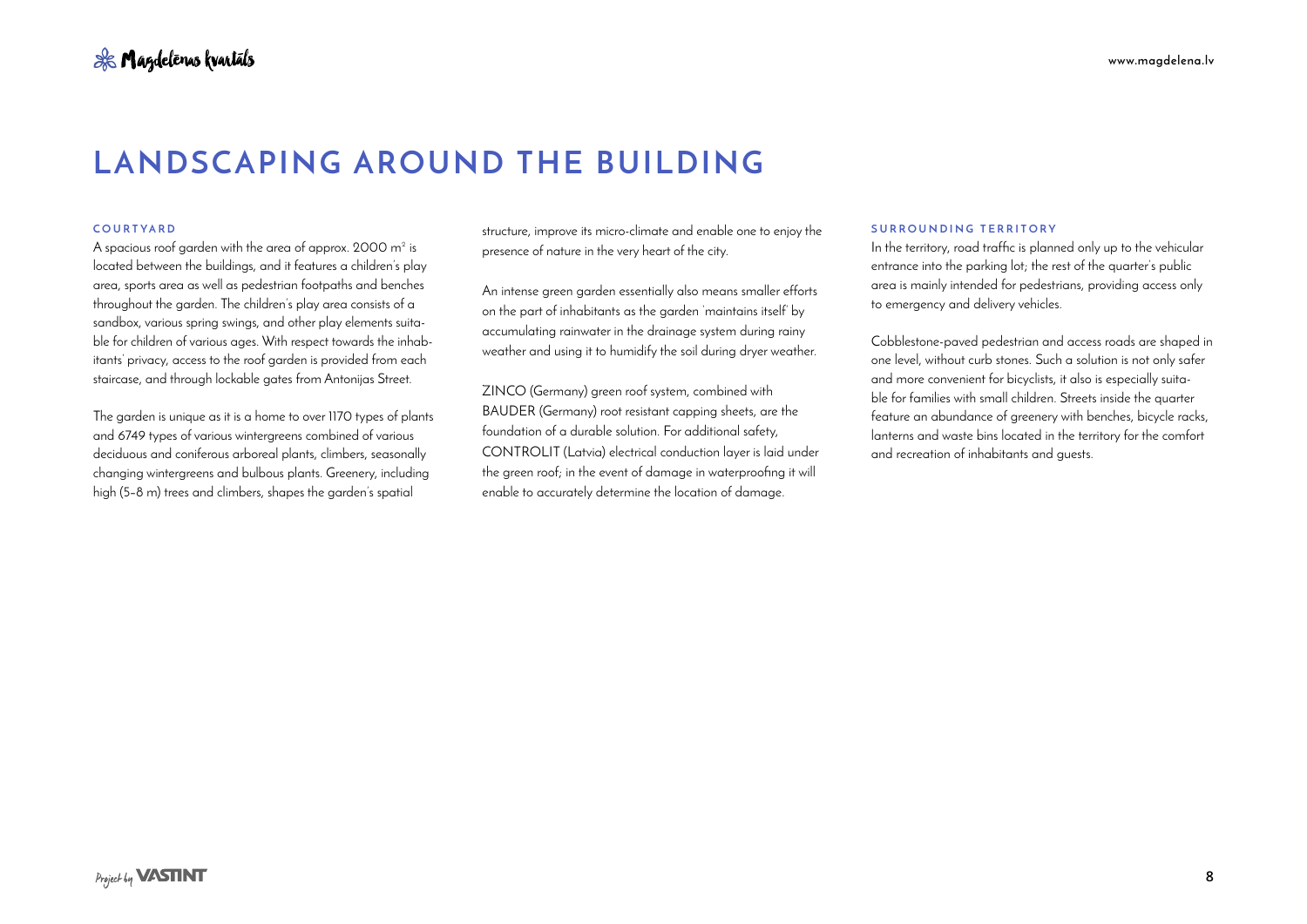# LANDSCAPING AROUND THE BUILDING

### COURTYARD

A spacious roof garden with the area of approx. 2000 $m^2$ is located between the buildings, and it features a children's play area, sports area as well as pedestrian footpaths and benches throughout the garden. The children's play area consists of a sandbox, various spring swings, and other play elements suitable for children of various ages. With respect towards the inhabitants' privacy, access to the roof garden is provided from each staircase, and through lockable gates from Antonijas Street.

The garden is unique as it is a home to over 1170 types of plants and 6749 types of various wintergreens combined of various deciduous and coniferous arboreal plants, climbers, seasonally changing wintergreens and bulbous plants. Greenery, including high (5–8 m) trees and climbers, shapes the garden's spatial structure, improve its micro-climate and enable one to enjoy the presence of nature in the very heart of the city.

An intense green garden essentially also means smaller efforts on the part of inhabitants as the garden 'maintains itself' by accumulating rainwater in the drainage system during rainy weather and using it to humidify the soil during dryer weather.

ZINCO (Germany) green roof system, combined with BAUDER (Germany) root resistant capping sheets, are the foundation of a durable solution. For additional safety, CONTROLIT (Latvia) electrical conduction layer is laid under the green roof; in the event of damage in waterproofing it will enable to accurately determine the location of damage.

### SURROUNDING TERRITORY

In the territory, road traffic is planned only up to the vehicular entrance into the parking lot; the rest of the quarter's public area is mainly intended for pedestrians, providing access only to emergency and delivery vehicles.

Cobblestone-paved pedestrian and access roads are shaped in one level, without curb stones. Such a solution is not only safer and more convenient for bicyclists, it also is especially suitable for families with small children. Streets inside the quarter feature an abundance of greenery with benches, bicycle racks, lanterns and waste bins located in the territory for the comfort and recreation of inhabitants and guests.